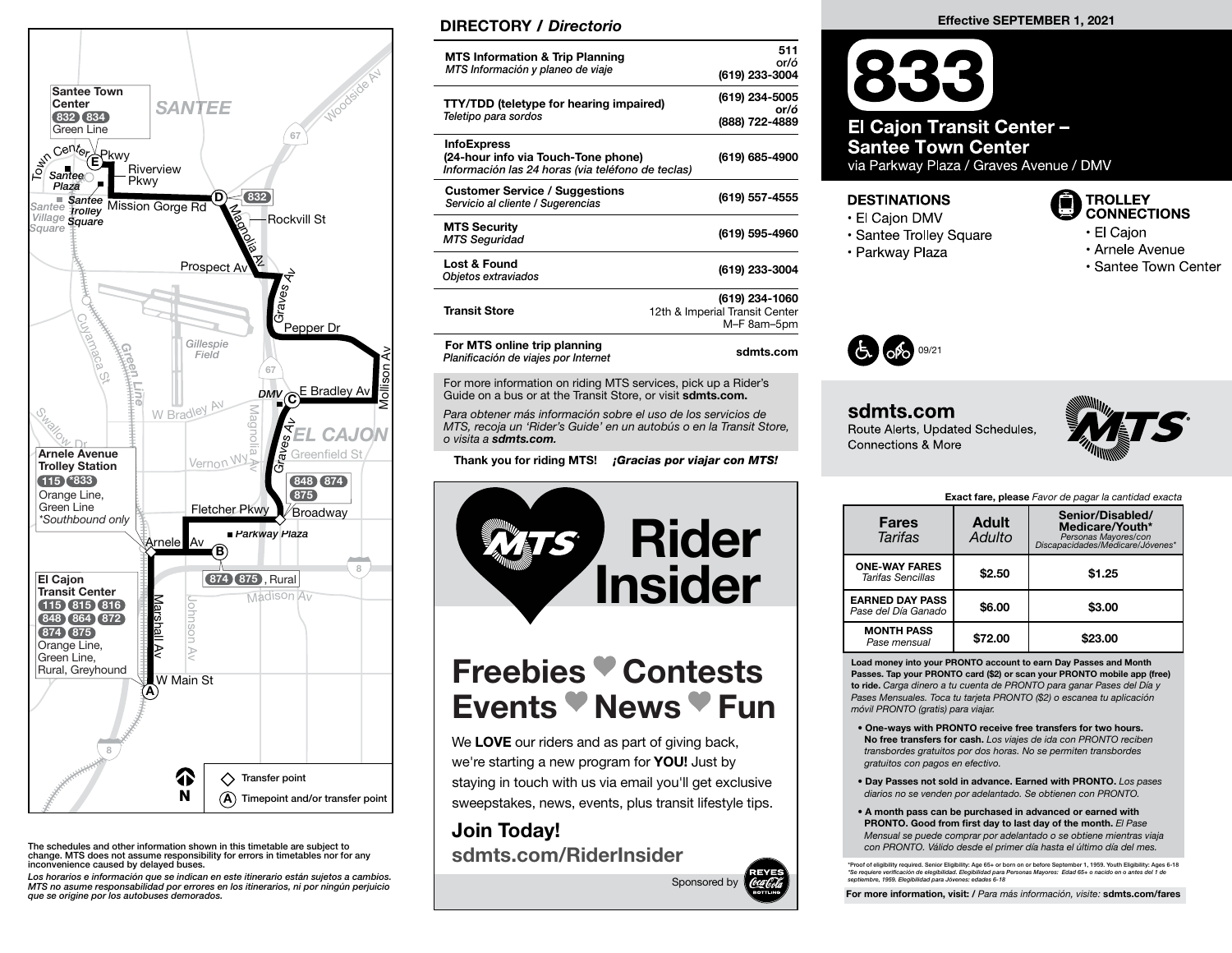Effective SEPTEMBER 1, 2021

# 833

## El Cajon Transit Center – Santee Town Center

via Parkway Plaza / Graves Avenue / DMV

### DESTINATIONS

- El Cajon DMV
- Santee Trolley Square
- Parkway Plaza

### TROLLEY CONNECTIONS

- El Cajon
- Arnele Avenue
- Santee Town Center

09/21

**sdmts.com**
Route Alerts, Updated Schedules, Connections & More

Santee Town Center: 832, 834, Green Line

Arnele Avenue Trolley Station: 115, *833, Orange Line, Green Line, *Southbound only

El Cajon Transit Center: 115, 815, 816, 848, 864, 872, 874, 875, Orange Line, Green Line, Rural, Greyhound

◇ Transfer point

(A) Timepoint and/or transfer point

The schedules and other information shown in this timetable are subject to change. MTS does not assume responsibility for errors in timetables nor for any inconvenience caused by delayed buses.

*Los horarios e información que se indican en este itinerario están sujetos a cambios. MTS no asume responsabilidad por errores en los itinerarios, ni por ningún perjuicio que se origine por los autobuses demorados.*

## DIRECTORY / *Directorio*

| | |
|---|---|
| **MTS Information & Trip Planning** *MTS Información y planeo de viaje* | 511 *or/ó* (619) 233-3004 |
| **TTY/TDD (teletype for hearing impaired)** *Teletipo para sordos* | (619) 234-5005 *or/ó* (888) 722-4889 |
| **InfoExpress (24-hour info via Touch-Tone phone)** *Información las 24 horas (via teléfono de teclas)* | (619) 685-4900 |
| **Customer Service / Suggestions** *Servicio al cliente / Sugerencias* | (619) 557-4555 |
| **MTS Security** *MTS Seguridad* | (619) 595-4960 |
| **Lost & Found** *Objetos extraviados* | (619) 233-3004 |
| **Transit Store** | (619) 234-1060 12th & Imperial Transit Center M–F 8am–5pm |
| **For MTS online trip planning** *Planificación de viajes por Internet* | sdmts.com |

For more information on riding MTS services, pick up a Rider's Guide on a bus or at the Transit Store, or visit **sdmts.com.**

*Para obtener más información sobre el uso de los servicios de MTS, recoja un 'Rider's Guide' en un autobús o en la Transit Store, o visita a **sdmts.com.***

**Thank you for riding MTS!** ***¡Gracias por viajar con MTS!***

## Rider Insider

## Freebies ♥ Contests Events ♥ News ♥ Fun

We **LOVE** our riders and as part of giving back, we're starting a new program for **YOU!** Just by staying in touch with us via email you'll get exclusive sweepstakes, news, events, plus transit lifestyle tips.

### Join Today!

**sdmts.com/RiderInsider**

Sponsored by Reyes Coca-Cola Bottling

**Exact fare, please** *Favor de pagar la cantidad exacta*

| Fares *Tarifas* | Adult *Adulto* | Senior/Disabled/ Medicare/Youth* *Personas Mayores/con Discapacidades/Medicare/Jóvenes** |
|---|---|---|
| **ONE-WAY FARES** *Tarifas Sencillas* | $2.50 | $1.25 |
| **EARNED DAY PASS** *Pase del Día Ganado* | $6.00 | $3.00 |
| **MONTH PASS** *Pase mensual* | $72.00 | $23.00 |

**Load money into your PRONTO account to earn Day Passes and Month Passes. Tap your PRONTO card ($2) or scan your PRONTO mobile app (free) to ride.** *Carga dinero a tu cuenta de PRONTO para ganar Pases del Día y Pases Mensuales. Toca tu tarjeta PRONTO ($2) o escanea tu aplicación móvil PRONTO (gratis) para viajar.*

- **One-ways with PRONTO receive free transfers for two hours. No free transfers for cash.** *Los viajes de ida con PRONTO reciben transbordes gratuitos por dos horas. No se permiten transbordes gratuitos con pagos en efectivo.*
- **Day Passes not sold in advance. Earned with PRONTO.** *Los pases diarios no se venden por adelantado. Se obtienen con PRONTO.*
- **A month pass can be purchased in advanced or earned with PRONTO. Good from first day to last day of the month.** *El Pase Mensual se puede comprar por adelantado o se obtiene mientras viaja con PRONTO. Válido desde el primer día hasta el último día del mes.*

*Proof of eligibility required. Senior Eligibility: Age 65+ or born on or before September 1, 1959. Youth Eligibility: Ages 6-18
*Se requiere verificación de elegibilidad. Elegibilidad para Personas Mayores: Edad 65+ o nacido en o antes del 1 de septiembre, 1959. Elegibilidad para Jóvenes: edades 6-18

**For more information, visit: /** *Para más información, visite:* **sdmts.com/fares**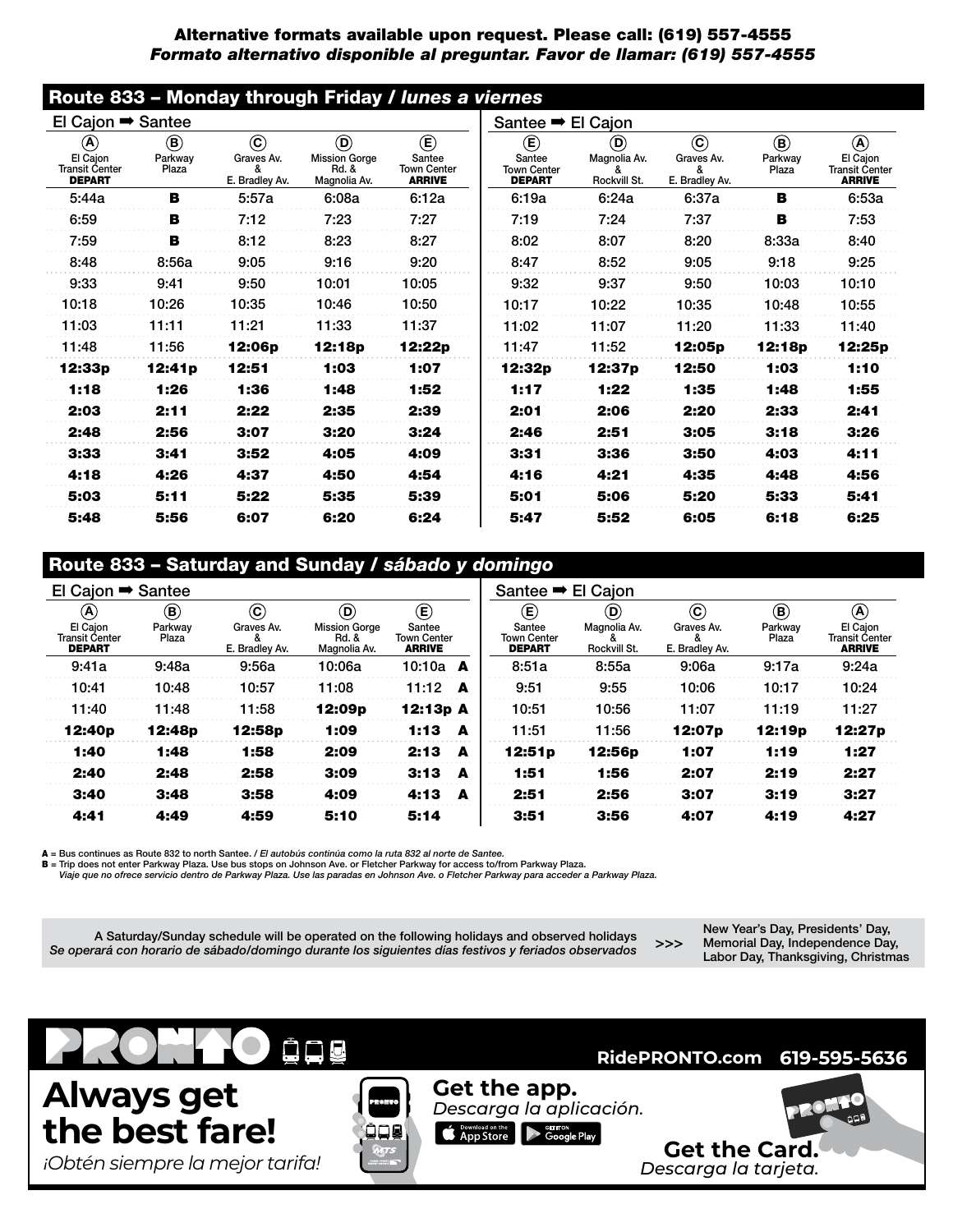**Alternative formats available upon request. Please call: (619) 557-4555**
***Formato alternativo disponible al preguntar. Favor de llamar: (619) 557-4555***

## Route 833 – Monday through Friday / *lunes a viernes*

### El Cajon ➡ Santee

| (A) El Cajon Transit Center **DEPART** | (B) Parkway Plaza | (C) Graves Av. & E. Bradley Av. | (D) Mission Gorge Rd. & Magnolia Av. | (E) Santee Town Center **ARRIVE** |
|---|---|---|---|---|
| 5:44a | B | 5:57a | 6:08a | 6:12a |
| 6:59 | B | 7:12 | 7:23 | 7:27 |
| 7:59 | B | 8:12 | 8:23 | 8:27 |
| 8:48 | 8:56a | 9:05 | 9:16 | 9:20 |
| 9:33 | 9:41 | 9:50 | 10:01 | 10:05 |
| 10:18 | 10:26 | 10:35 | 10:46 | 10:50 |
| 11:03 | 11:11 | 11:21 | 11:33 | 11:37 |
| 11:48 | 11:56 | **12:06p** | **12:18p** | **12:22p** |
| **12:33p** | **12:41p** | **12:51** | **1:03** | **1:07** |
| **1:18** | **1:26** | **1:36** | **1:48** | **1:52** |
| **2:03** | **2:11** | **2:22** | **2:35** | **2:39** |
| **2:48** | **2:56** | **3:07** | **3:20** | **3:24** |
| **3:33** | **3:41** | **3:52** | **4:05** | **4:09** |
| **4:18** | **4:26** | **4:37** | **4:50** | **4:54** |
| **5:03** | **5:11** | **5:22** | **5:35** | **5:39** |
| **5:48** | **5:56** | **6:07** | **6:20** | **6:24** |

### Santee ➡ El Cajon

| (E) Santee Town Center **DEPART** | (D) Magnolia Av. & Rockvill St. | (C) Graves Av. & E. Bradley Av. | (B) Parkway Plaza | (A) El Cajon Transit Center **ARRIVE** |
|---|---|---|---|---|
| 6:19a | 6:24a | 6:37a | B | 6:53a |
| 7:19 | 7:24 | 7:37 | B | 7:53 |
| 8:02 | 8:07 | 8:20 | 8:33a | 8:40 |
| 8:47 | 8:52 | 9:05 | 9:18 | 9:25 |
| 9:32 | 9:37 | 9:50 | 10:03 | 10:10 |
| 10:17 | 10:22 | 10:35 | 10:48 | 10:55 |
| 11:02 | 11:07 | 11:20 | 11:33 | 11:40 |
| 11:47 | 11:52 | **12:05p** | **12:18p** | **12:25p** |
| **12:32p** | **12:37p** | **12:50** | **1:03** | **1:10** |
| **1:17** | **1:22** | **1:35** | **1:48** | **1:55** |
| **2:01** | **2:06** | **2:20** | **2:33** | **2:41** |
| **2:46** | **2:51** | **3:05** | **3:18** | **3:26** |
| **3:31** | **3:36** | **3:50** | **4:03** | **4:11** |
| **4:16** | **4:21** | **4:35** | **4:48** | **4:56** |
| **5:01** | **5:06** | **5:20** | **5:33** | **5:41** |
| **5:47** | **5:52** | **6:05** | **6:18** | **6:25** |

## Route 833 – Saturday and Sunday / *sábado y domingo*

### El Cajon ➡ Santee

| (A) El Cajon Transit Center **DEPART** | (B) Parkway Plaza | (C) Graves Av. & E. Bradley Av. | (D) Mission Gorge Rd. & Magnolia Av. | (E) Santee Town Center **ARRIVE** |
|---|---|---|---|---|
| 9:41a | 9:48a | 9:56a | 10:06a | 10:10a **A** |
| 10:41 | 10:48 | 10:57 | 11:08 | 11:12 **A** |
| 11:40 | 11:48 | 11:58 | **12:09p** | **12:13p A** |
| **12:40p** | **12:48p** | **12:58p** | **1:09** | **1:13 A** |
| **1:40** | **1:48** | **1:58** | **2:09** | **2:13 A** |
| **2:40** | **2:48** | **2:58** | **3:09** | **3:13 A** |
| **3:40** | **3:48** | **3:58** | **4:09** | **4:13 A** |
| **4:41** | **4:49** | **4:59** | **5:10** | **5:14** |

### Santee ➡ El Cajon

| (E) Santee Town Center **DEPART** | (D) Magnolia Av. & Rockvill St. | (C) Graves Av. & E. Bradley Av. | (B) Parkway Plaza | (A) El Cajon Transit Center **ARRIVE** |
|---|---|---|---|---|
| 8:51a | 8:55a | 9:06a | 9:17a | 9:24a |
| 9:51 | 9:55 | 10:06 | 10:17 | 10:24 |
| 10:51 | 10:56 | 11:07 | 11:19 | 11:27 |
| 11:51 | 11:56 | **12:07p** | **12:19p** | **12:27p** |
| **12:51p** | **12:56p** | **1:07** | **1:19** | **1:27** |
| **1:51** | **1:56** | **2:07** | **2:19** | **2:27** |
| **2:51** | **2:56** | **3:07** | **3:19** | **3:27** |
| **3:51** | **3:56** | **4:07** | **4:19** | **4:27** |

**A** = Bus continues as Route 832 to north Santee. / *El autobús continúa como la ruta 832 al norte de Santee.*
**B** = Trip does not enter Parkway Plaza. Use bus stops on Johnson Ave. or Fletcher Parkway for access to/from Parkway Plaza.
*Viaje que no ofrece servicio dentro de Parkway Plaza. Use las paradas en Johnson Ave. o Fletcher Parkway para acceder a Parkway Plaza.*

A Saturday/Sunday schedule will be operated on the following holidays and observed holidays
*Se operará con horario de sábado/domingo durante los siguientes días festivos y feriados observados* >>> New Year's Day, Presidents' Day, Memorial Day, Independence Day, Labor Day, Thanksgiving, Christmas

PRONTO

RidePRONTO.com 619-595-5636

**Always get the best fare!**
*¡Obtén siempre la mejor tarifa!*

**Get the app.**
*Descarga la aplicación.*

Download on the App Store | GET IT ON Google Play

**Get the Card.**
*Descarga la tarjeta.*